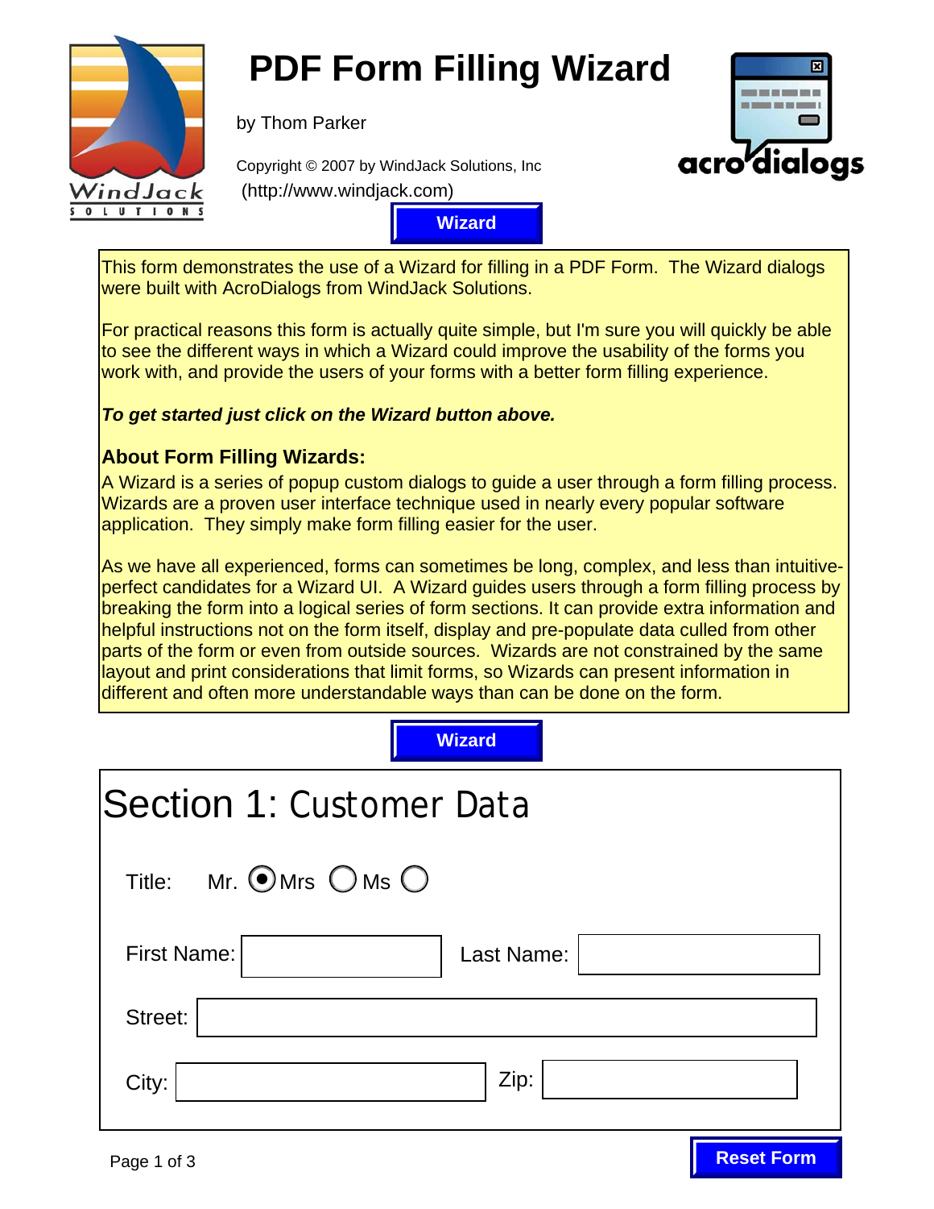# PDF Form Filling Wizard

by Thom Parker

Copyright © 2007 by WindJack Solutions, Inc
(http://www.windjack.com)

Wizard

This form demonstrates the use of a Wizard for filling in a PDF Form. The Wizard dialogs were built with AcroDialogs from WindJack Solutions.

For practical reasons this form is actually quite simple, but I'm sure you will quickly be able to see the different ways in which a Wizard could improve the usability of the forms you work with, and provide the users of your forms with a better form filling experience.

***To get started just click on the Wizard button above.***

**About Form Filling Wizards:**

A Wizard is a series of popup custom dialogs to guide a user through a form filling process. Wizards are a proven user interface technique used in nearly every popular software application. They simply make form filling easier for the user.

As we have all experienced, forms can sometimes be long, complex, and less than intuitive-perfect candidates for a Wizard UI. A Wizard guides users through a form filling process by breaking the form into a logical series of form sections. It can provide extra information and helpful instructions not on the form itself, display and pre-populate data culled from other parts of the form or even from outside sources. Wizards are not constrained by the same layout and print considerations that limit forms, so Wizards can present information in different and often more understandable ways than can be done on the form.

Wizard

## Section 1: Customer Data

Title: Mr. ◉ Mrs ○ Ms ○

First Name: ____________ Last Name: ____________

Street: ____________

City: ____________ Zip: ____________

Reset Form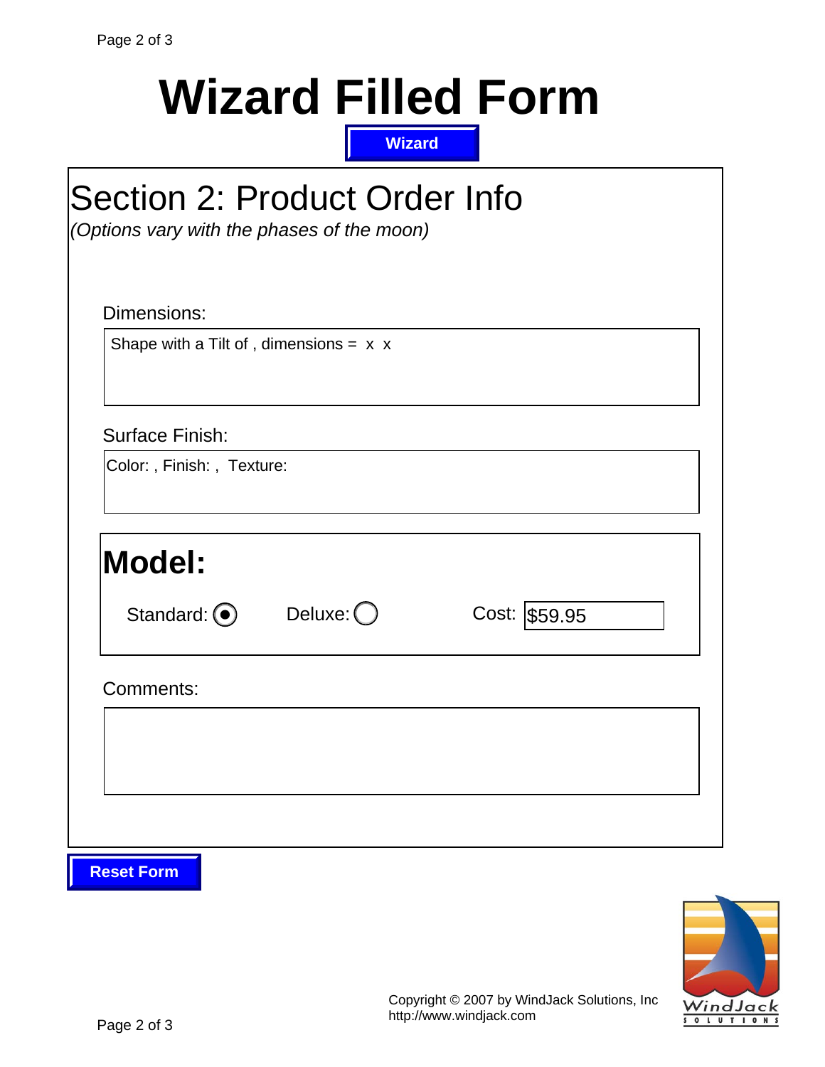# Wizard Filled Form

Wizard

## Section 2: Product Order Info

*(Options vary with the phases of the moon)*

Dimensions:

Shape with a Tilt of , dimensions = x x

Surface Finish:

Color: , Finish: , Texture:

### Model:

Standard: (•) Deluxe: ( ) Cost: $59.95

Comments:

Reset Form

Copyright © 2007 by WindJack Solutions, Inc
http://www.windjack.com

WindJack SOLUTIONS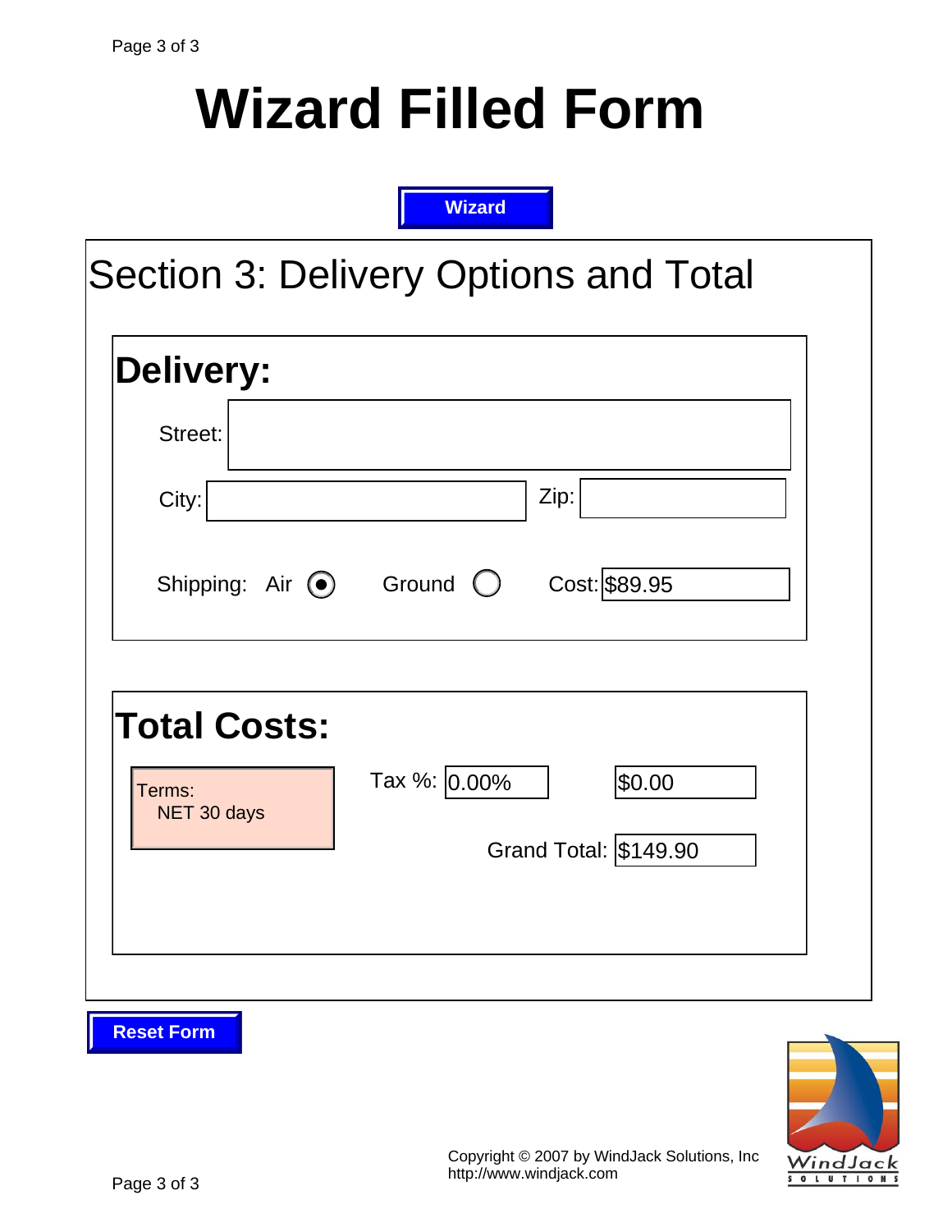# Wizard Filled Form

Wizard

## Section 3: Delivery Options and Total

### Delivery:

Street:

City: Zip:

Shipping: Air ◉ Ground ○ Cost: $89.95

### Total Costs:

Terms:
NET 30 days

Tax %: 0.00% $0.00

Grand Total: $149.90

Reset Form

Copyright © 2007 by WindJack Solutions, Inc
http://www.windjack.com

WindJack SOLUTIONS